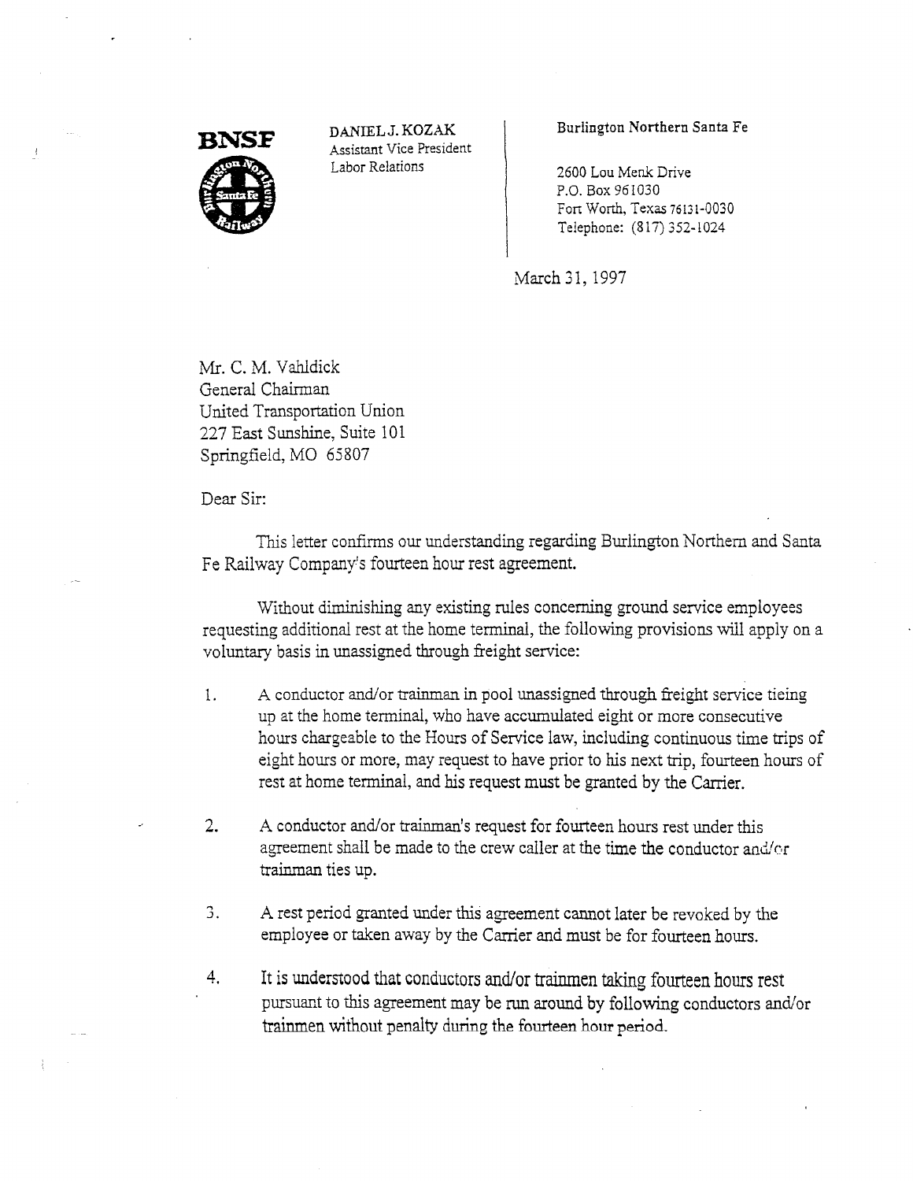**BNSF**

DANIEL J. KOZAK
Assistant Vice President
Labor Relations

Burlington Northern Santa Fe

2600 Lou Menk Drive
P.O. Box 961030
Fort Worth, Texas 76131-0030
Telephone: (817) 352-1024

March 31, 1997

Mr. C. M. Vahldick
General Chairman
United Transportation Union
227 East Sunshine, Suite 101
Springfield, MO 65807

Dear Sir:

This letter confirms our understanding regarding Burlington Northern and Santa Fe Railway Company's fourteen hour rest agreement.

Without diminishing any existing rules concerning ground service employees requesting additional rest at the home terminal, the following provisions will apply on a voluntary basis in unassigned through freight service:

1. A conductor and/or trainman in pool unassigned through freight service tieing up at the home terminal, who have accumulated eight or more consecutive hours chargeable to the Hours of Service law, including continuous time trips of eight hours or more, may request to have prior to his next trip, fourteen hours of rest at home terminal, and his request must be granted by the Carrier.

2. A conductor and/or trainman's request for fourteen hours rest under this agreement shall be made to the crew caller at the time the conductor and/or trainman ties up.

3. A rest period granted under this agreement cannot later be revoked by the employee or taken away by the Carrier and must be for fourteen hours.

4. It is understood that conductors and/or trainmen taking fourteen hours rest pursuant to this agreement may be run around by following conductors and/or trainmen without penalty during the fourteen hour period.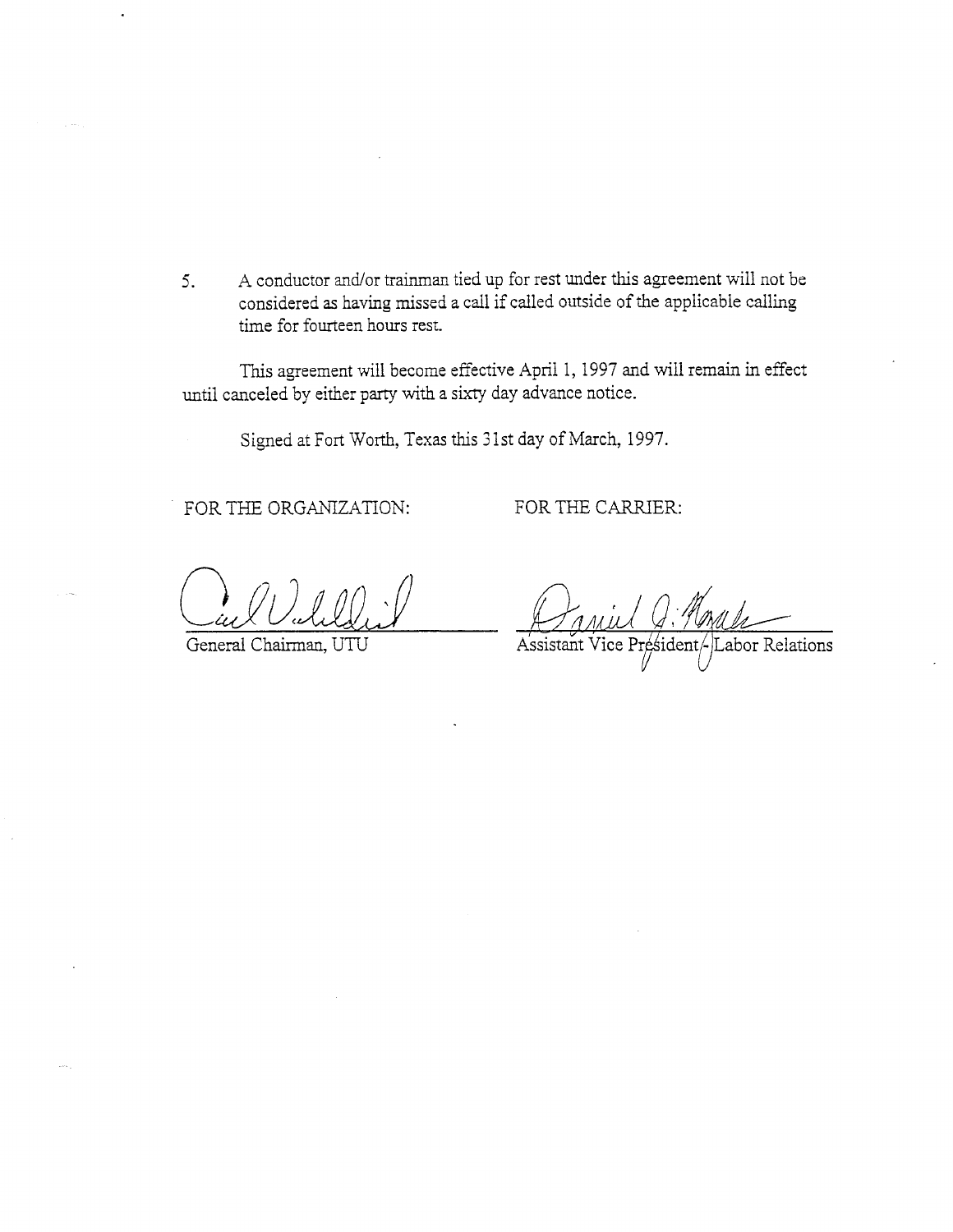5. A conductor and/or trainman tied up for rest under this agreement will not be considered as having missed a call if called outside of the applicable calling time for fourteen hours rest.

This agreement will become effective April 1, 1997 and will remain in effect until canceled by either party with a sixty day advance notice.

Signed at Fort Worth, Texas this 31st day of March, 1997.

| | |
|---|---|
| FOR THE ORGANIZATION: | FOR THE CARRIER: |
| General Chairman, UTU | Assistant Vice President - Labor Relations |